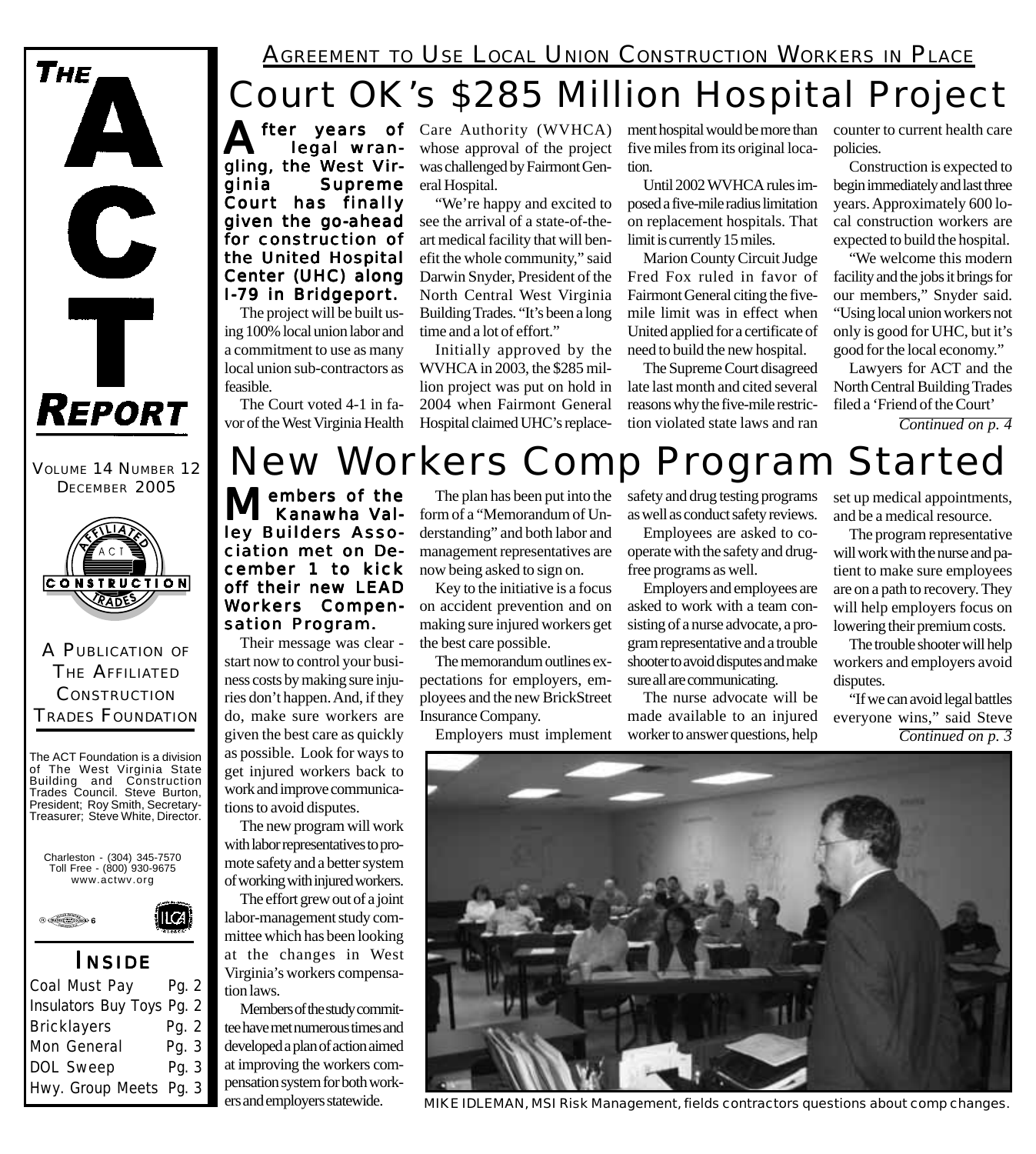# THE ACT REPORT

VOLUME 14 NUMBER 12
DECEMBER 2005

A PUBLICATION OF THE AFFILIATED CONSTRUCTION TRADES FOUNDATION

The ACT Foundation is a division of The West Virginia State Building and Construction Trades Council. Steve Burton, President; Roy Smith, Secretary-Treasurer; Steve White, Director.

Charleston - (304) 345-7570
Toll Free - (800) 930-9675
www.actwv.org

## INSIDE

| | |
|---|---|
| Coal Must Pay | Pg. 2 |
| Insulators Buy Toys | Pg. 2 |
| Bricklayers | Pg. 2 |
| Mon General | Pg. 3 |
| DOL Sweep | Pg. 3 |
| Hwy. Group Meets | Pg. 3 |

AGREEMENT TO USE LOCAL UNION CONSTRUCTION WORKERS IN PLACE

# Court OK's $285 Million Hospital Project

**After years of legal wrangling, the West Virginia Supreme Court has finally given the go-ahead for construction of the United Hospital Center (UHC) along I-79 in Bridgeport.**

The project will be built using 100% local union labor and a commitment to use as many local union sub-contractors as feasible.

The Court voted 4-1 in favor of the West Virginia Health Care Authority (WVHCA) whose approval of the project was challenged by Fairmont General Hospital.

"We're happy and excited to see the arrival of a state-of-the-art medical facility that will benefit the whole community," said Darwin Snyder, President of the North Central West Virginia Building Trades. "It's been a long time and a lot of effort."

Initially approved by the WVHCA in 2003, the $285 million project was put on hold in 2004 when Fairmont General Hospital claimed UHC's replacement hospital would be more than five miles from its original location.

Until 2002 WVHCA rules imposed a five-mile radius limitation on replacement hospitals. That limit is currently 15 miles.

Marion County Circuit Judge Fred Fox ruled in favor of Fairmont General citing the five-mile limit was in effect when United applied for a certificate of need to build the new hospital.

The Supreme Court disagreed late last month and cited several reasons why the five-mile restriction violated state laws and ran counter to current health care policies.

Construction is expected to begin immediately and last three years. Approximately 600 local construction workers are expected to build the hospital.

"We welcome this modern facility and the jobs it brings for our members," Snyder said. "Using local union workers not only is good for UHC, but it's good for the local economy."

Lawyers for ACT and the North Central Building Trades filed a 'Friend of the Court'

*Continued on p. 4*

# New Workers Comp Program Started

**Members of the Kanawha Valley Builders Association met on December 1 to kick off their new LEAD Workers Compensation Program.**

Their message was clear - start now to control your business costs by making sure injuries don't happen. And, if they do, make sure workers are given the best care as quickly as possible. Look for ways to get injured workers back to work and improve communications to avoid disputes.

The new program will work with labor representatives to promote safety and a better system of working with injured workers.

The effort grew out of a joint labor-management study committee which has been looking at the changes in West Virginia's workers compensation laws.

Members of the study committee have met numerous times and developed a plan of action aimed at improving the workers compensation system for both workers and employers statewide.

The plan has been put into the form of a "Memorandum of Understanding" and both labor and management representatives are now being asked to sign on.

Key to the initiative is a focus on accident prevention and on making sure injured workers get the best care possible.

The memorandum outlines expectations for employers, employees and the new BrickStreet Insurance Company.

Employers must implement safety and drug testing programs as well as conduct safety reviews.

Employees are asked to cooperate with the safety and drug-free programs as well.

Employers and employees are asked to work with a team consisting of a nurse advocate, a program representative and a trouble shooter to avoid disputes and make sure all are communicating.

The nurse advocate will be made available to an injured worker to answer questions, help set up medical appointments, and be a medical resource.

The program representative will work with the nurse and patient to make sure employees are on a path to recovery. They will help employers focus on lowering their premium costs.

The trouble shooter will help workers and employers avoid disputes.

"If we can avoid legal battles everyone wins," said Steve

*Continued on p. 3*

MIKE IDLEMAN, MSI Risk Management, fields contractors questions about comp changes.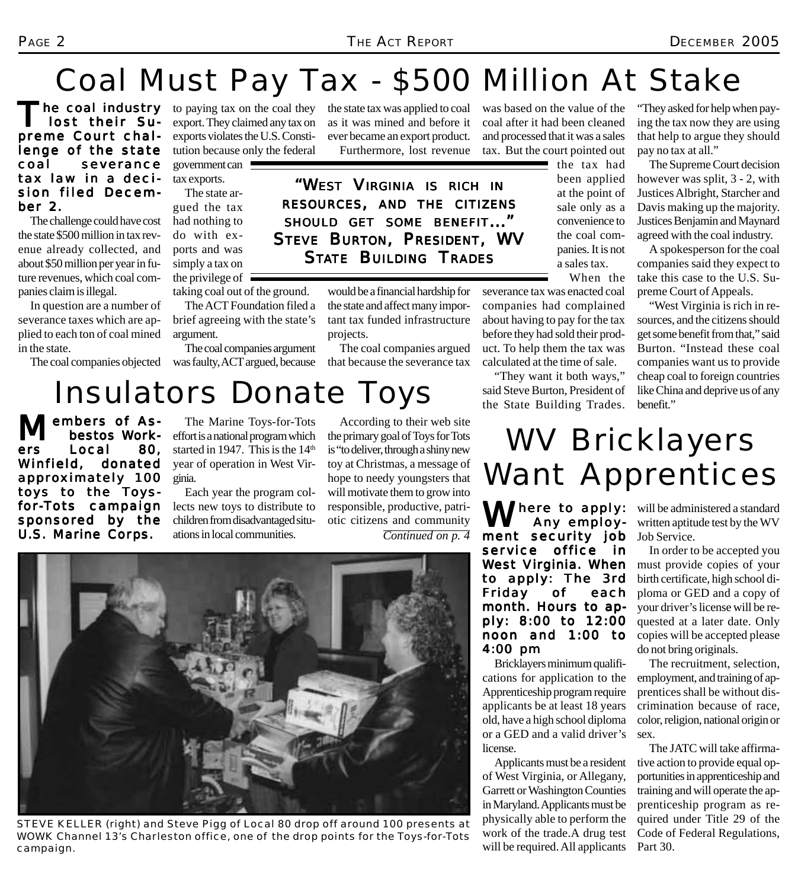# Coal Must Pay Tax - $500 Million At Stake

**The coal industry lost their Supreme Court challenge of the state coal severance tax law in a decision filed December 2.**

The challenge could have cost the state $500 million in tax revenue already collected, and about $50 million per year in future revenues, which coal companies claim is illegal.

In question are a number of severance taxes which are applied to each ton of coal mined in the state.

The coal companies objected to paying tax on the coal they export. They claimed any tax on exports violates the U.S. Constitution because only the federal government can tax exports.

The state argued the tax had nothing to do with exports and was simply a tax on the privilege of taking coal out of the ground.

The ACT Foundation filed a brief agreeing with the state's argument.

The coal companies argument was faulty, ACT argued, because the state tax was applied to coal as it was mined and before it ever became an export product.

Furthermore, lost revenue would be a financial hardship for the state and affect many important tax funded infrastructure projects.

> **"West Virginia is rich in resources, and the citizens should get some benefit..." Steve Burton, President, WV State Building Trades**

The coal companies argued that because the severance tax was based on the value of the coal after it had been cleaned and processed that it was a sales tax. But the court pointed out the tax had been applied at the point of sale only as a convenience to the coal companies. It is not a sales tax.

When the severance tax was enacted coal companies had complained about having to pay for the tax before they had sold their product. To help them the tax was calculated at the time of sale.

"They want it both ways," said Steve Burton, President of the State Building Trades. "They asked for help when paying the tax now they are using that help to argue they should pay no tax at all."

The Supreme Court decision however was split, 3 - 2, with Justices Albright, Starcher and Davis making up the majority. Justices Benjamin and Maynard agreed with the coal industry.

A spokesperson for the coal companies said they expect to take this case to the U.S. Supreme Court of Appeals.

"West Virginia is rich in resources, and the citizens should get some benefit from that," said Burton. "Instead these coal companies want us to provide cheap coal to foreign countries like China and deprive us of any benefit."

# Insulators Donate Toys

**Members of Asbestos Workers Local 80, Winfield, donated approximately 100 toys to the Toys-for-Tots campaign sponsored by the U.S. Marine Corps.**

The Marine Toys-for-Tots effort is a national program which started in 1947. This is the 14th year of operation in West Virginia.

Each year the program collects new toys to distribute to children from disadvantaged situations in local communities.

According to their web site the primary goal of Toys for Tots is "to deliver, through a shiny new toy at Christmas, a message of hope to needy youngsters that will motivate them to grow into responsible, productive, patriotic citizens and community

*Continued on p. 4*

STEVE KELLER (right) and Steve Pigg of Local 80 drop off around 100 presents at WOWK Channel 13's Charleston office, one of the drop points for the Toys-for-Tots campaign.

# WV Bricklayers Want Apprentices

**Where to apply: Any employment security job service office in West Virginia. When to apply: The 3rd Friday of each month. Hours to apply: 8:00 to 12:00 noon and 1:00 to 4:00 pm**

Bricklayers minimum qualifications for application to the Apprenticeship program require applicants be at least 18 years old, have a high school diploma or a GED and a valid driver's license.

Applicants must be a resident of West Virginia, or Allegany, Garrett or Washington Counties in Maryland. Applicants must be physically able to perform the work of the trade. A drug test will be required. All applicants will be administered a standard written aptitude test by the WV Job Service.

In order to be accepted you must provide copies of your birth certificate, high school diploma or GED and a copy of your driver's license will be requested at a later date. Only copies will be accepted please do not bring originals.

The recruitment, selection, employment, and training of apprentices shall be without discrimination because of race, color, religion, national origin or sex.

The JATC will take affirmative action to provide equal opportunities in apprenticeship and training and will operate the apprenticeship program as required under Title 29 of the Code of Federal Regulations, Part 30.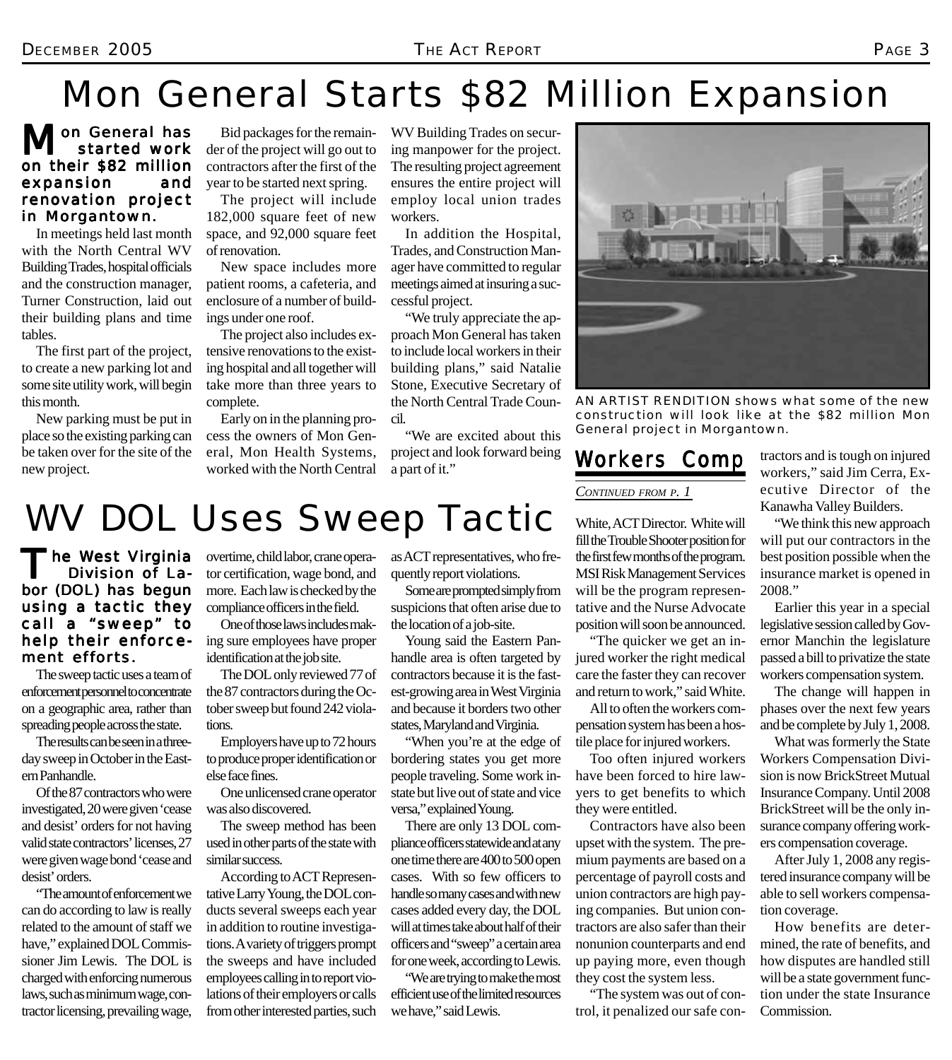# Mon General Starts $82 Million Expansion

**Mon General has started work on their $82 million expansion and renovation project in Morgantown.**

In meetings held last month with the North Central WV Building Trades, hospital officials and the construction manager, Turner Construction, laid out their building plans and time tables.

The first part of the project, to create a new parking lot and some site utility work, will begin this month.

New parking must be put in place so the existing parking can be taken over for the site of the new project.

Bid packages for the remainder of the project will go out to contractors after the first of the year to be started next spring.

The project will include 182,000 square feet of new space, and 92,000 square feet of renovation.

New space includes more patient rooms, a cafeteria, and enclosure of a number of buildings under one roof.

The project also includes extensive renovations to the existing hospital and all together will take more than three years to complete.

Early on in the planning process the owners of Mon General, Mon Health Systems, worked with the North Central WV Building Trades on securing manpower for the project. The resulting project agreement ensures the entire project will employ local union trades workers.

In addition the Hospital, Trades, and Construction Manager have committed to regular meetings aimed at insuring a successful project.

"We truly appreciate the approach Mon General has taken to include local workers in their building plans," said Natalie Stone, Executive Secretary of the North Central Trade Council.

"We are excited about this project and look forward being a part of it."

AN ARTIST RENDITION shows what some of the new construction will look like at the $82 million Mon General project in Morgantown.

# WV DOL Uses Sweep Tactic

**The West Virginia Division of Labor (DOL) has begun using a tactic they call a "sweep" to help their enforcement efforts.**

The sweep tactic uses a team of enforcement personnel to concentrate on a geographic area, rather than spreading people across the state.

The results can be seen in a three-day sweep in October in the Eastern Panhandle.

Of the 87 contractors who were investigated, 20 were given 'cease and desist' orders for not having valid state contractors' licenses, 27 were given wage bond 'cease and desist' orders.

"The amount of enforcement we can do according to law is really related to the amount of staff we have," explained DOL Commissioner Jim Lewis. The DOL is charged with enforcing numerous laws, such as minimum wage, contractor licensing, prevailing wage, overtime, child labor, crane operator certification, wage bond, and more. Each law is checked by the compliance officers in the field.

One of those laws includes making sure employees have proper identification at the job site.

The DOL only reviewed 77 of the 87 contractors during the October sweep but found 242 violations.

Employers have up to 72 hours to produce proper identification or else face fines.

One unlicensed crane operator was also discovered.

The sweep method has been used in other parts of the state with similar success.

According to ACT Representative Larry Young, the DOL conducts several sweeps each year in addition to routine investigations. A variety of triggers prompt the sweeps and have included employees calling in to report violations of their employers or calls from other interested parties, such as ACT representatives, who frequently report violations.

Some are prompted simply from suspicions that often arise due to the location of a job-site.

Young said the Eastern Panhandle area is often targeted by contractors because it is the fastest-growing area in West Virginia and because it borders two other states, Maryland and Virginia.

"When you're at the edge of bordering states you get more people traveling. Some work instate but live out of state and vice versa," explained Young.

There are only 13 DOL compliance officers statewide and at any one time there are 400 to 500 open cases. With so few officers to handle so many cases and with new cases added every day, the DOL will at times take about half of their officers and "sweep" a certain area for one week, according to Lewis.

"We are trying to make the most efficient use of the limited resources we have," said Lewis.

## Workers Comp

*CONTINUED FROM P. 1*

White, ACT Director. White will fill the Trouble Shooter position for the first few months of the program. MSI Risk Management Services will be the program representative and the Nurse Advocate position will soon be announced.

"The quicker we get an injured worker the right medical care the faster they can recover and return to work," said White.

All to often the workers compensation system has been a hostile place for injured workers.

Too often injured workers have been forced to hire lawyers to get benefits to which they were entitled.

Contractors have also been upset with the system. The premium payments are based on a percentage of payroll costs and union contractors are high paying companies. But union contractors are also safer than their nonunion counterparts and end up paying more, even though they cost the system less.

"The system was out of control, it penalized our safe contractors and is tough on injured workers," said Jim Cerra, Executive Director of the Kanawha Valley Builders.

"We think this new approach will put our contractors in the best position possible when the insurance market is opened in 2008."

Earlier this year in a special legislative session called by Governor Manchin the legislature passed a bill to privatize the state workers compensation system.

The change will happen in phases over the next few years and be complete by July 1, 2008.

What was formerly the State Workers Compensation Division is now BrickStreet Mutual Insurance Company. Until 2008 BrickStreet will be the only insurance company offering workers compensation coverage.

After July 1, 2008 any registered insurance company will be able to sell workers compensation coverage.

How benefits are determined, the rate of benefits, and how disputes are handled still will be a state government function under the state Insurance Commission.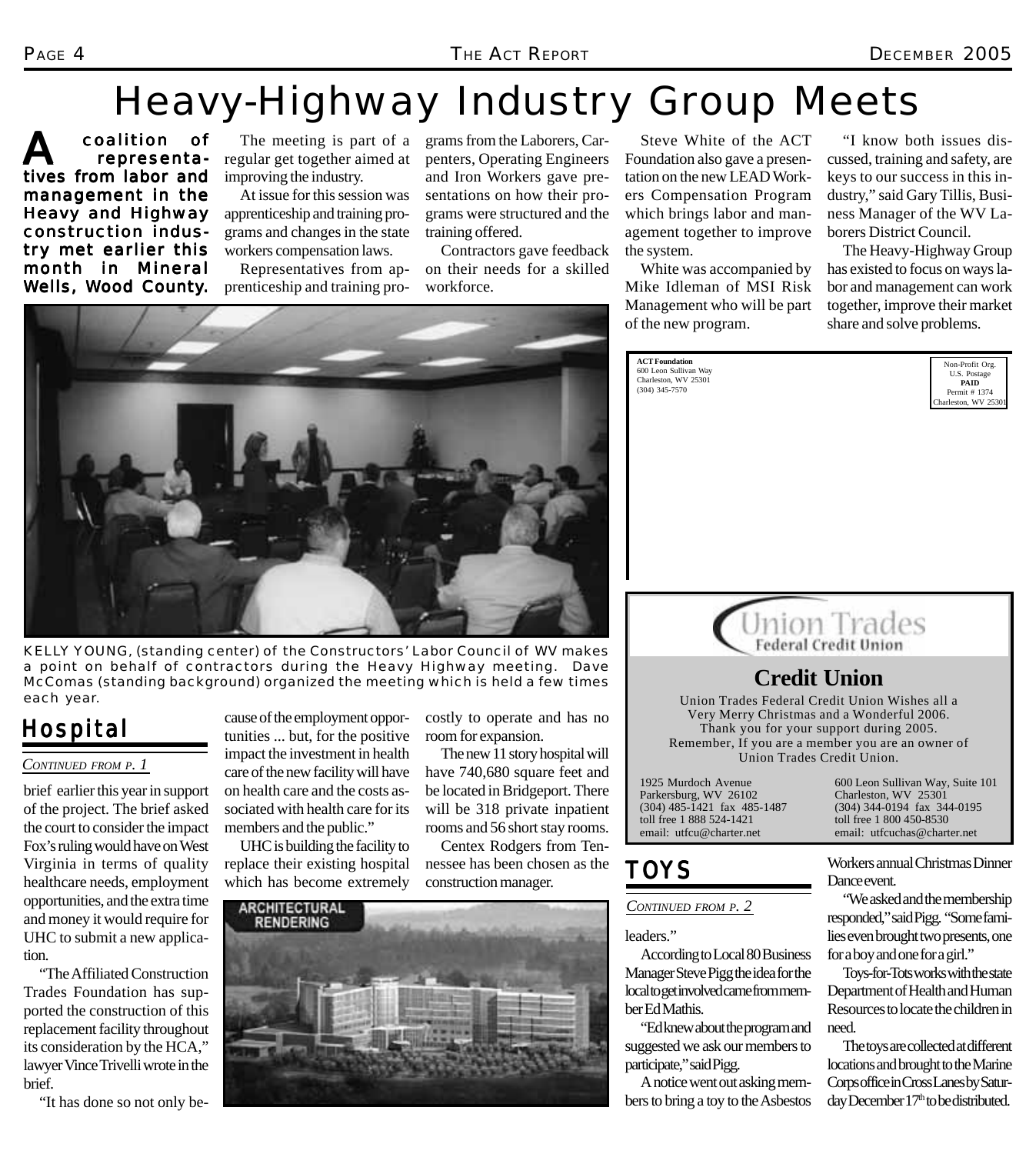# Heavy-Highway Industry Group Meets

**A coalition of representatives from labor and management in the Heavy and Highway construction industry met earlier this month in Mineral Wells, Wood County.**

The meeting is part of a regular get together aimed at improving the industry.

At issue for this session was apprenticeship and training programs and changes in the state workers compensation laws.

Representatives from apprenticeship and training programs from the Laborers, Carpenters, Operating Engineers and Iron Workers gave presentations on how their programs were structured and the training offered.

Contractors gave feedback on their needs for a skilled workforce.

Steve White of the ACT Foundation also gave a presentation on the new LEAD Workers Compensation Program which brings labor and management together to improve the system.

White was accompanied by Mike Idleman of MSI Risk Management who will be part of the new program.

"I know both issues discussed, training and safety, are keys to our success in this industry," said Gary Tillis, Business Manager of the WV Laborers District Council.

The Heavy-Highway Group has existed to focus on ways labor and management can work together, improve their market share and solve problems.

KELLY YOUNG, (standing center) of the Constructors' Labor Council of WV makes a point on behalf of contractors during the Heavy Highway meeting. Dave McComas (standing background) organized the meeting which is held a few times each year.

## Hospital

*CONTINUED FROM P. 1*

brief earlier this year in support of the project. The brief asked the court to consider the impact Fox's ruling would have on West Virginia in terms of quality healthcare needs, employment opportunities, and the extra time and money it would require for UHC to submit a new application.

"The Affiliated Construction Trades Foundation has supported the construction of this replacement facility throughout its consideration by the HCA," lawyer Vince Trivelli wrote in the brief.

"It has done so not only because of the employment opportunities ... but, for the positive impact the investment in health care of the new facility will have on health care and the costs associated with health care for its members and the public."

UHC is building the facility to replace their existing hospital which has become extremely costly to operate and has no room for expansion.

The new 11 story hospital will have 740,680 square feet and be located in Bridgeport. There will be 318 private inpatient rooms and 56 short stay rooms.

Centex Rodgers from Tennessee has been chosen as the construction manager.

ARCHITECTURAL RENDERING

---

**ACT Foundation**
600 Leon Sullivan Way
Charleston, WV 25301
(304) 345-7570

Non-Profit Org.
U.S. Postage
**PAID**
Permit # 1374
Charleston, WV 25301

---

Union Trades Federal Credit Union

## Credit Union

Union Trades Federal Credit Union Wishes all a Very Merry Christmas and a Wonderful 2006.
Thank you for your support during 2005.
Remember, If you are a member you are an owner of Union Trades Credit Union.

1925 Murdoch Avenue
Parkersburg, WV 26102
(304) 485-1421 fax 485-1487
toll free 1 888 524-1421
email: utfcu@charter.net

600 Leon Sullivan Way, Suite 101
Charleston, WV 25301
(304) 344-0194 fax 344-0195
toll free 1 800 450-8530
email: utfcuchas@charter.net

## TOYS

*CONTINUED FROM P. 2*

leaders."

According to Local 80 Business Manager Steve Pigg the idea for the local to get involved came from member Ed Mathis.

"Ed knew about the program and suggested we ask our members to participate," said Pigg.

A notice went out asking members to bring a toy to the Asbestos Workers annual Christmas Dinner Dance event.

"We asked and the membership responded," said Pigg. "Some families even brought two presents, one for a boy and one for a girl."

Toys-for-Tots works with the state Department of Health and Human Resources to locate the children in need.

The toys are collected at different locations and brought to the Marine Corps office in Cross Lanes by Saturday December 17th to be distributed.